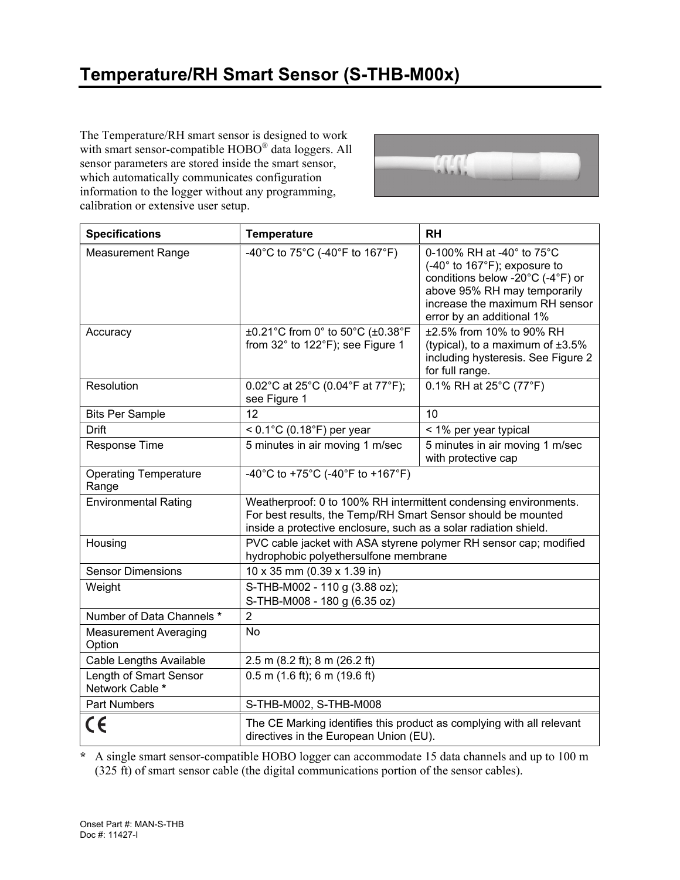# Temperature/RH Smart Sensor (S-THB-M00x)

The Temperature/RH smart sensor is designed to work with smart sensor-compatible HOBO® data loggers. All sensor parameters are stored inside the smart sensor, which automatically communicates configuration information to the logger without any programming, calibration or extensive user setup.

| Specifications | Temperature | RH |
|---|---|---|
| Measurement Range | -40°C to 75°C (-40°F to 167°F) | 0-100% RH at -40° to 75°C (-40° to 167°F); exposure to conditions below -20°C (-4°F) or above 95% RH may temporarily increase the maximum RH sensor error by an additional 1% |
| Accuracy | ±0.21°C from 0° to 50°C (±0.38°F from 32° to 122°F); see Figure 1 | ±2.5% from 10% to 90% RH (typical), to a maximum of ±3.5% including hysteresis. See Figure 2 for full range. |
| Resolution | 0.02°C at 25°C (0.04°F at 77°F); see Figure 1 | 0.1% RH at 25°C (77°F) |
| Bits Per Sample | 12 | 10 |
| Drift | < 0.1°C (0.18°F) per year | < 1% per year typical |
| Response Time | 5 minutes in air moving 1 m/sec | 5 minutes in air moving 1 m/sec with protective cap |
| Operating Temperature Range | -40°C to +75°C (-40°F to +167°F) | |
| Environmental Rating | Weatherproof: 0 to 100% RH intermittent condensing environments. For best results, the Temp/RH Smart Sensor should be mounted inside a protective enclosure, such as a solar radiation shield. | |
| Housing | PVC cable jacket with ASA styrene polymer RH sensor cap; modified hydrophobic polyethersulfone membrane | |
| Sensor Dimensions | 10 x 35 mm (0.39 x 1.39 in) | |
| Weight | S-THB-M002 - 110 g (3.88 oz); S-THB-M008 - 180 g (6.35 oz) | |
| Number of Data Channels * | 2 | |
| Measurement Averaging Option | No | |
| Cable Lengths Available | 2.5 m (8.2 ft); 8 m (26.2 ft) | |
| Length of Smart Sensor Network Cable * | 0.5 m (1.6 ft); 6 m (19.6 ft) | |
| Part Numbers | S-THB-M002, S-THB-M008 | |
| CE | The CE Marking identifies this product as complying with all relevant directives in the European Union (EU). | |

**\*** A single smart sensor-compatible HOBO logger can accommodate 15 data channels and up to 100 m (325 ft) of smart sensor cable (the digital communications portion of the sensor cables).

Onset Part #: MAN-S-THB
Doc #: 11427-I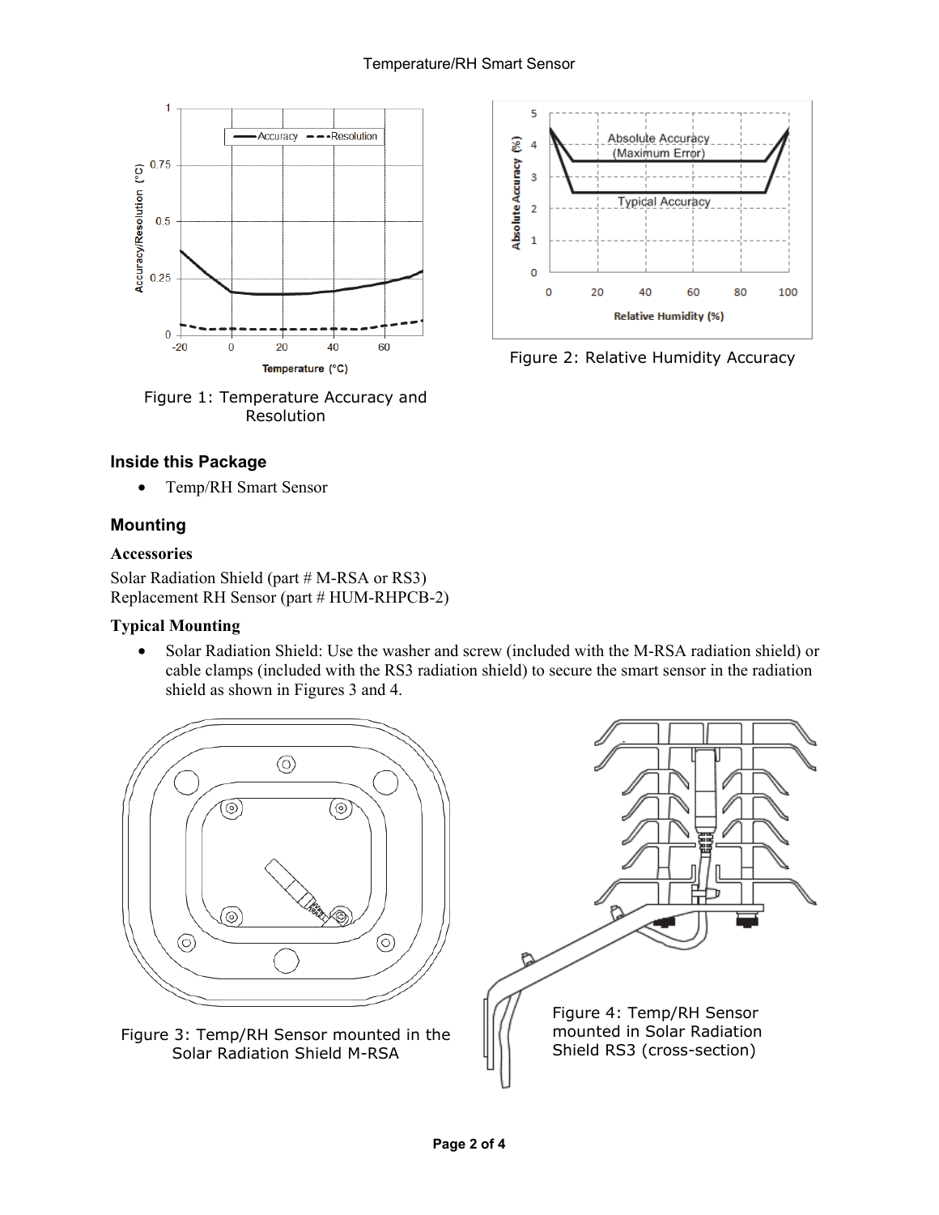Figure 1: Temperature Accuracy and Resolution

Figure 2: Relative Humidity Accuracy

### Inside this Package

- Temp/RH Smart Sensor

### Mounting

#### Accessories

Solar Radiation Shield (part # M-RSA or RS3)
Replacement RH Sensor (part # HUM-RHPCB-2)

#### Typical Mounting

- Solar Radiation Shield: Use the washer and screw (included with the M-RSA radiation shield) or cable clamps (included with the RS3 radiation shield) to secure the smart sensor in the radiation shield as shown in Figures 3 and 4.

Figure 3: Temp/RH Sensor mounted in the Solar Radiation Shield M-RSA

Figure 4: Temp/RH Sensor mounted in Solar Radiation Shield RS3 (cross-section)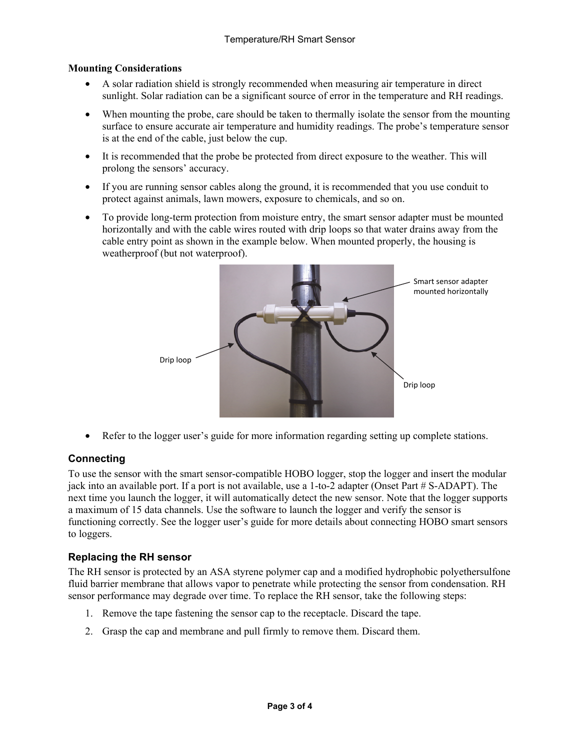**Mounting Considerations**

- A solar radiation shield is strongly recommended when measuring air temperature in direct sunlight. Solar radiation can be a significant source of error in the temperature and RH readings.
- When mounting the probe, care should be taken to thermally isolate the sensor from the mounting surface to ensure accurate air temperature and humidity readings. The probe's temperature sensor is at the end of the cable, just below the cup.
- It is recommended that the probe be protected from direct exposure to the weather. This will prolong the sensors' accuracy.
- If you are running sensor cables along the ground, it is recommended that you use conduit to protect against animals, lawn mowers, exposure to chemicals, and so on.
- To provide long-term protection from moisture entry, the smart sensor adapter must be mounted horizontally and with the cable wires routed with drip loops so that water drains away from the cable entry point as shown in the example below. When mounted properly, the housing is weatherproof (but not waterproof).

Smart sensor adapter mounted horizontally

Drip loop

Drip loop

- Refer to the logger user's guide for more information regarding setting up complete stations.

## Connecting

To use the sensor with the smart sensor-compatible HOBO logger, stop the logger and insert the modular jack into an available port. If a port is not available, use a 1-to-2 adapter (Onset Part # S-ADAPT). The next time you launch the logger, it will automatically detect the new sensor. Note that the logger supports a maximum of 15 data channels. Use the software to launch the logger and verify the sensor is functioning correctly. See the logger user's guide for more details about connecting HOBO smart sensors to loggers.

## Replacing the RH sensor

The RH sensor is protected by an ASA styrene polymer cap and a modified hydrophobic polyethersulfone fluid barrier membrane that allows vapor to penetrate while protecting the sensor from condensation. RH sensor performance may degrade over time. To replace the RH sensor, take the following steps:

1. Remove the tape fastening the sensor cap to the receptacle. Discard the tape.
2. Grasp the cap and membrane and pull firmly to remove them. Discard them.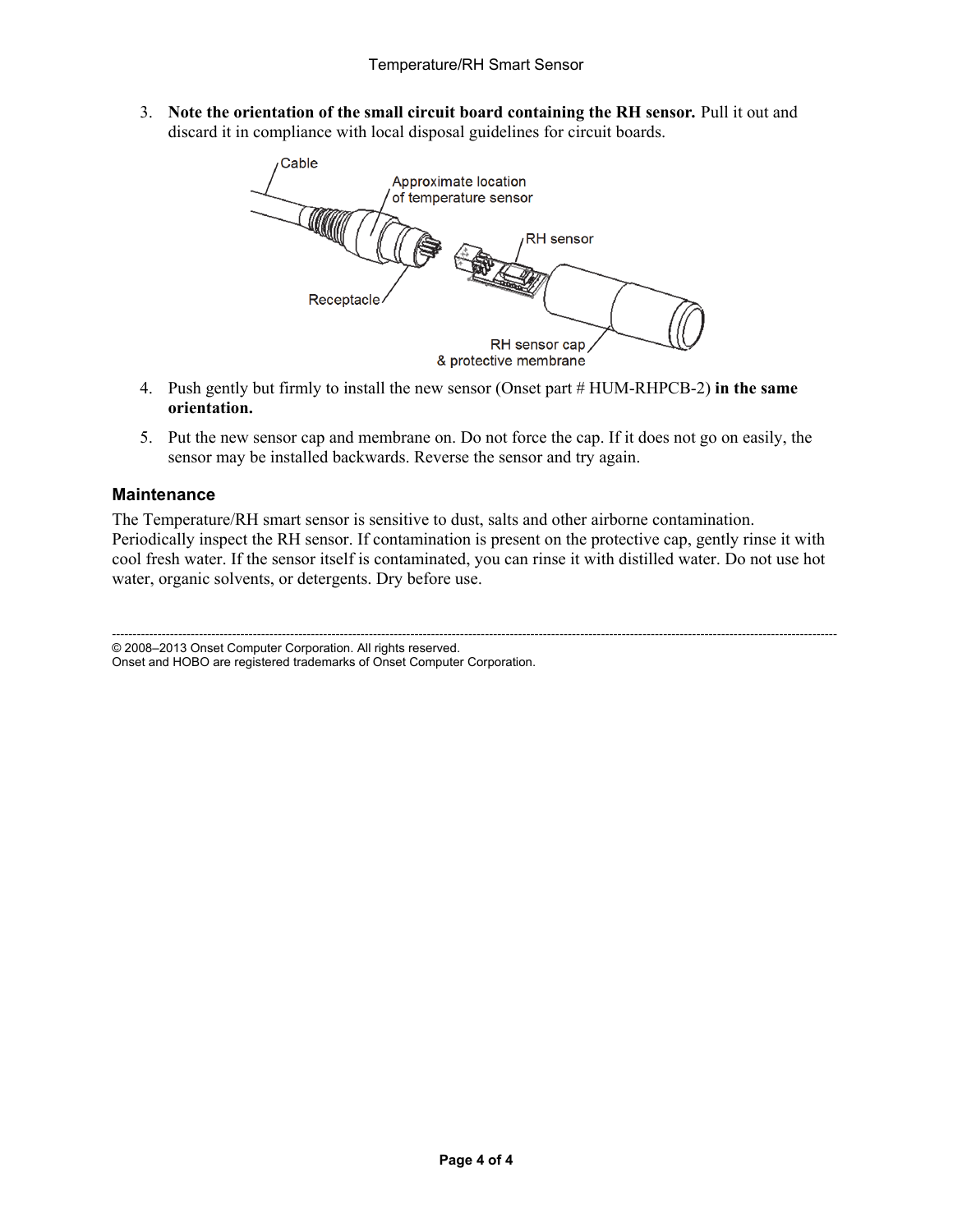3. **Note the orientation of the small circuit board containing the RH sensor.** Pull it out and discard it in compliance with local disposal guidelines for circuit boards.

Cable

Approximate location of temperature sensor

RH sensor

Receptacle

RH sensor cap & protective membrane

4. Push gently but firmly to install the new sensor (Onset part # HUM-RHPCB-2) **in the same orientation.**

5. Put the new sensor cap and membrane on. Do not force the cap. If it does not go on easily, the sensor may be installed backwards. Reverse the sensor and try again.

## Maintenance

The Temperature/RH smart sensor is sensitive to dust, salts and other airborne contamination. Periodically inspect the RH sensor. If contamination is present on the protective cap, gently rinse it with cool fresh water. If the sensor itself is contaminated, you can rinse it with distilled water. Do not use hot water, organic solvents, or detergents. Dry before use.

---

© 2008–2013 Onset Computer Corporation. All rights reserved.
Onset and HOBO are registered trademarks of Onset Computer Corporation.